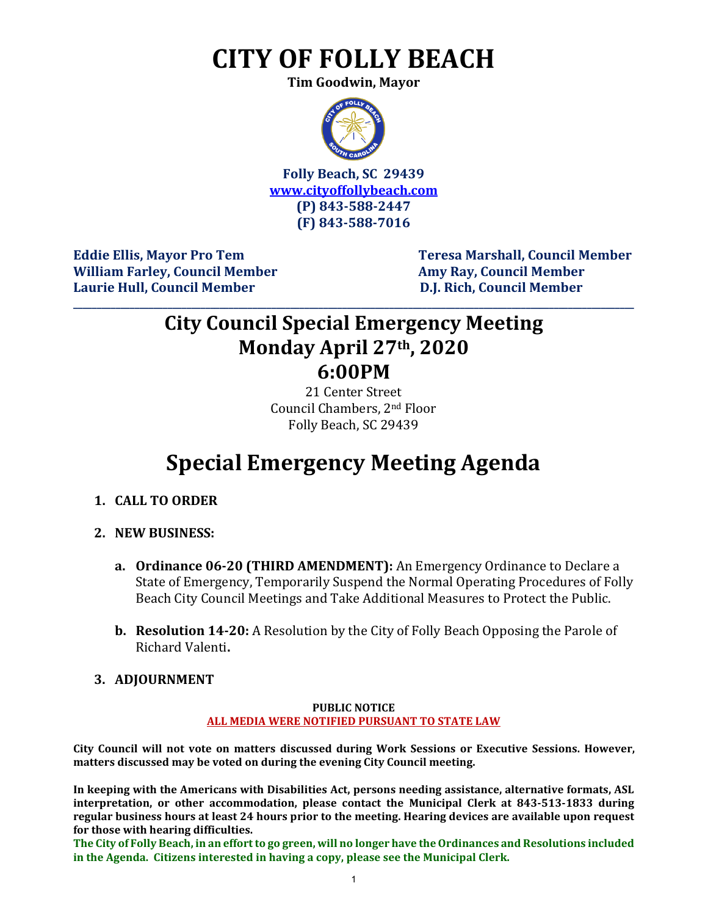# CITY OF FOLLY BEACH

**Tim Goodwin, Mayor**

**Folly Beach, SC 29439**
**www.cityoffollybeach.com**
**(P) 843-588-2447**
**(F) 843-588-7016**

**Eddie Ellis, Mayor Pro Tem**
**William Farley, Council Member**
**Laurie Hull, Council Member**
**Teresa Marshall, Council Member**
**Amy Ray, Council Member**
**D.J. Rich, Council Member**

---

## City Council Special Emergency Meeting
## Monday April 27th, 2020
## 6:00PM

21 Center Street
Council Chambers, 2nd Floor
Folly Beach, SC 29439

# Special Emergency Meeting Agenda

1. **CALL TO ORDER**

2. **NEW BUSINESS:**

   a. **Ordinance 06-20 (THIRD AMENDMENT):** An Emergency Ordinance to Declare a State of Emergency, Temporarily Suspend the Normal Operating Procedures of Folly Beach City Council Meetings and Take Additional Measures to Protect the Public.

   b. **Resolution 14-20:** A Resolution by the City of Folly Beach Opposing the Parole of Richard Valenti**.**

3. **ADJOURNMENT**

**PUBLIC NOTICE**
**ALL MEDIA WERE NOTIFIED PURSUANT TO STATE LAW**

**City Council will not vote on matters discussed during Work Sessions or Executive Sessions. However, matters discussed may be voted on during the evening City Council meeting.**

**In keeping with the Americans with Disabilities Act, persons needing assistance, alternative formats, ASL interpretation, or other accommodation, please contact the Municipal Clerk at 843-513-1833 during regular business hours at least 24 hours prior to the meeting. Hearing devices are available upon request for those with hearing difficulties.**

**The City of Folly Beach, in an effort to go green, will no longer have the Ordinances and Resolutions included in the Agenda. Citizens interested in having a copy, please see the Municipal Clerk.**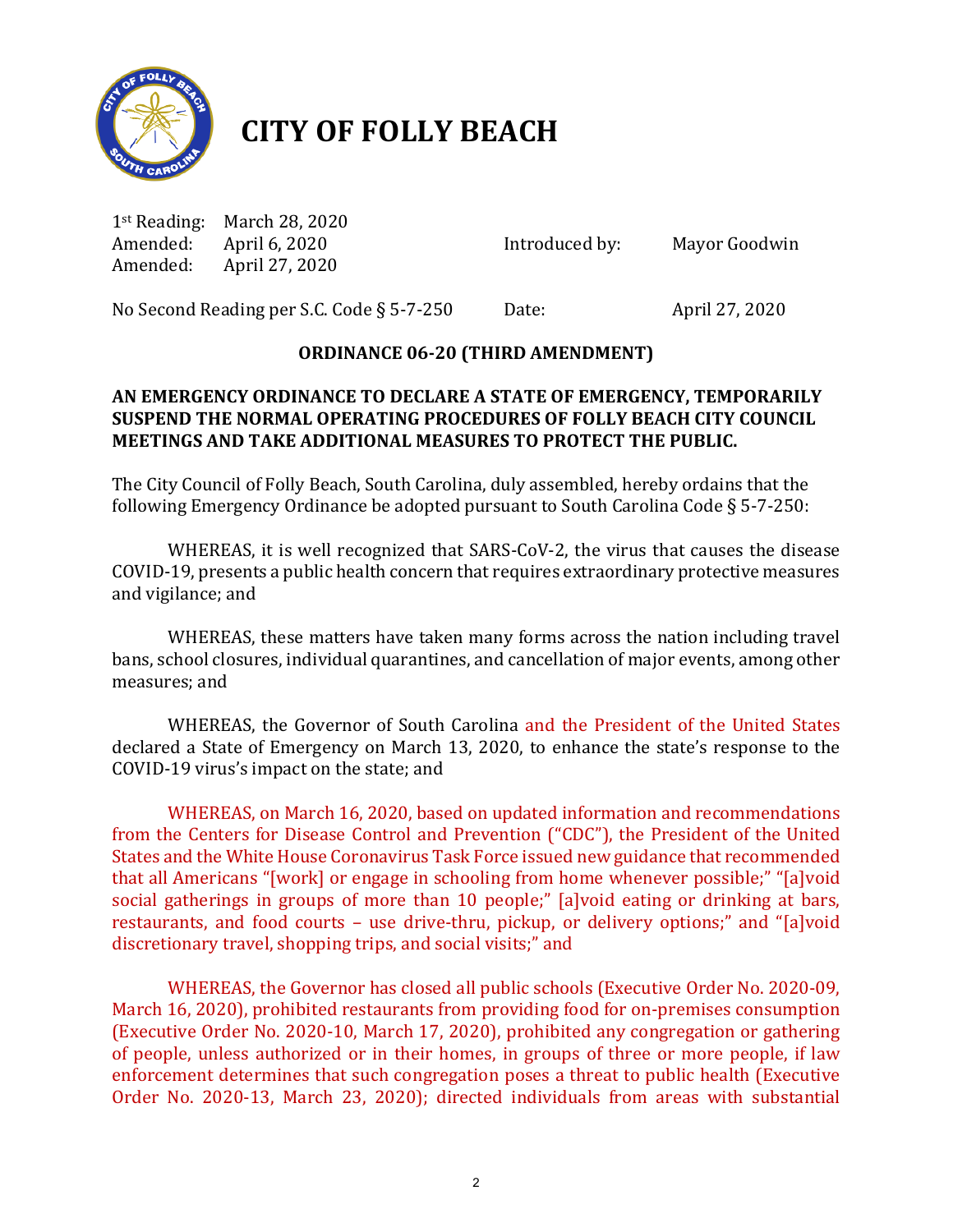# CITY OF FOLLY BEACH

1st Reading: March 28, 2020
Amended: April 6, 2020
Amended: April 27, 2020

Introduced by: Mayor Goodwin

No Second Reading per S.C. Code § 5-7-250

Date: April 27, 2020

**ORDINANCE 06-20 (THIRD AMENDMENT)**

**AN EMERGENCY ORDINANCE TO DECLARE A STATE OF EMERGENCY, TEMPORARILY SUSPEND THE NORMAL OPERATING PROCEDURES OF FOLLY BEACH CITY COUNCIL MEETINGS AND TAKE ADDITIONAL MEASURES TO PROTECT THE PUBLIC.**

The City Council of Folly Beach, South Carolina, duly assembled, hereby ordains that the following Emergency Ordinance be adopted pursuant to South Carolina Code § 5-7-250:

WHEREAS, it is well recognized that SARS-CoV-2, the virus that causes the disease COVID-19, presents a public health concern that requires extraordinary protective measures and vigilance; and

WHEREAS, these matters have taken many forms across the nation including travel bans, school closures, individual quarantines, and cancellation of major events, among other measures; and

WHEREAS, the Governor of South Carolina and the President of the United States declared a State of Emergency on March 13, 2020, to enhance the state's response to the COVID-19 virus's impact on the state; and

WHEREAS, on March 16, 2020, based on updated information and recommendations from the Centers for Disease Control and Prevention ("CDC"), the President of the United States and the White House Coronavirus Task Force issued new guidance that recommended that all Americans "[work] or engage in schooling from home whenever possible;" "[a]void social gatherings in groups of more than 10 people;" [a]void eating or drinking at bars, restaurants, and food courts – use drive-thru, pickup, or delivery options;" and "[a]void discretionary travel, shopping trips, and social visits;" and

WHEREAS, the Governor has closed all public schools (Executive Order No. 2020-09, March 16, 2020), prohibited restaurants from providing food for on-premises consumption (Executive Order No. 2020-10, March 17, 2020), prohibited any congregation or gathering of people, unless authorized or in their homes, in groups of three or more people, if law enforcement determines that such congregation poses a threat to public health (Executive Order No. 2020-13, March 23, 2020); directed individuals from areas with substantial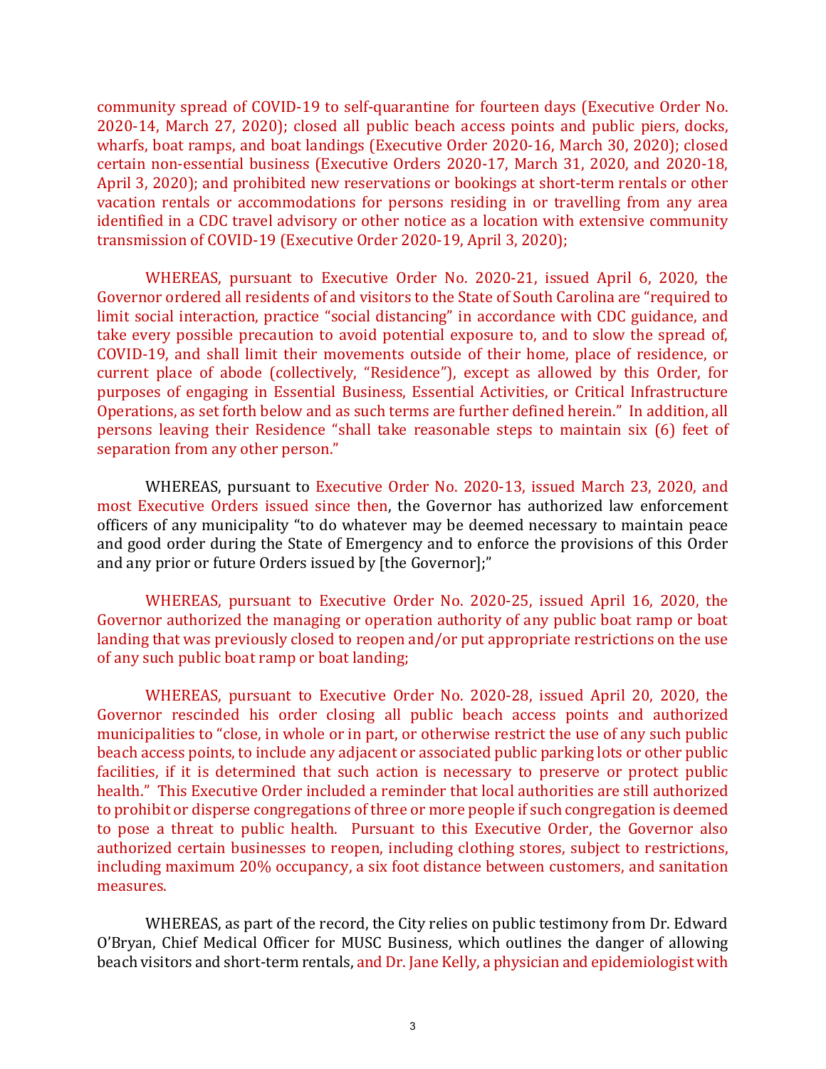community spread of COVID-19 to self-quarantine for fourteen days (Executive Order No. 2020-14, March 27, 2020); closed all public beach access points and public piers, docks, wharfs, boat ramps, and boat landings (Executive Order 2020-16, March 30, 2020); closed certain non-essential business (Executive Orders 2020-17, March 31, 2020, and 2020-18, April 3, 2020); and prohibited new reservations or bookings at short-term rentals or other vacation rentals or accommodations for persons residing in or travelling from any area identified in a CDC travel advisory or other notice as a location with extensive community transmission of COVID-19 (Executive Order 2020-19, April 3, 2020);

WHEREAS, pursuant to Executive Order No. 2020-21, issued April 6, 2020, the Governor ordered all residents of and visitors to the State of South Carolina are "required to limit social interaction, practice "social distancing" in accordance with CDC guidance, and take every possible precaution to avoid potential exposure to, and to slow the spread of, COVID-19, and shall limit their movements outside of their home, place of residence, or current place of abode (collectively, "Residence"), except as allowed by this Order, for purposes of engaging in Essential Business, Essential Activities, or Critical Infrastructure Operations, as set forth below and as such terms are further defined herein." In addition, all persons leaving their Residence "shall take reasonable steps to maintain six (6) feet of separation from any other person."

WHEREAS, pursuant to Executive Order No. 2020-13, issued March 23, 2020, and most Executive Orders issued since then, the Governor has authorized law enforcement officers of any municipality "to do whatever may be deemed necessary to maintain peace and good order during the State of Emergency and to enforce the provisions of this Order and any prior or future Orders issued by [the Governor];"

WHEREAS, pursuant to Executive Order No. 2020-25, issued April 16, 2020, the Governor authorized the managing or operation authority of any public boat ramp or boat landing that was previously closed to reopen and/or put appropriate restrictions on the use of any such public boat ramp or boat landing;

WHEREAS, pursuant to Executive Order No. 2020-28, issued April 20, 2020, the Governor rescinded his order closing all public beach access points and authorized municipalities to "close, in whole or in part, or otherwise restrict the use of any such public beach access points, to include any adjacent or associated public parking lots or other public facilities, if it is determined that such action is necessary to preserve or protect public health." This Executive Order included a reminder that local authorities are still authorized to prohibit or disperse congregations of three or more people if such congregation is deemed to pose a threat to public health. Pursuant to this Executive Order, the Governor also authorized certain businesses to reopen, including clothing stores, subject to restrictions, including maximum 20% occupancy, a six foot distance between customers, and sanitation measures.

WHEREAS, as part of the record, the City relies on public testimony from Dr. Edward O'Bryan, Chief Medical Officer for MUSC Business, which outlines the danger of allowing beach visitors and short-term rentals, and Dr. Jane Kelly, a physician and epidemiologist with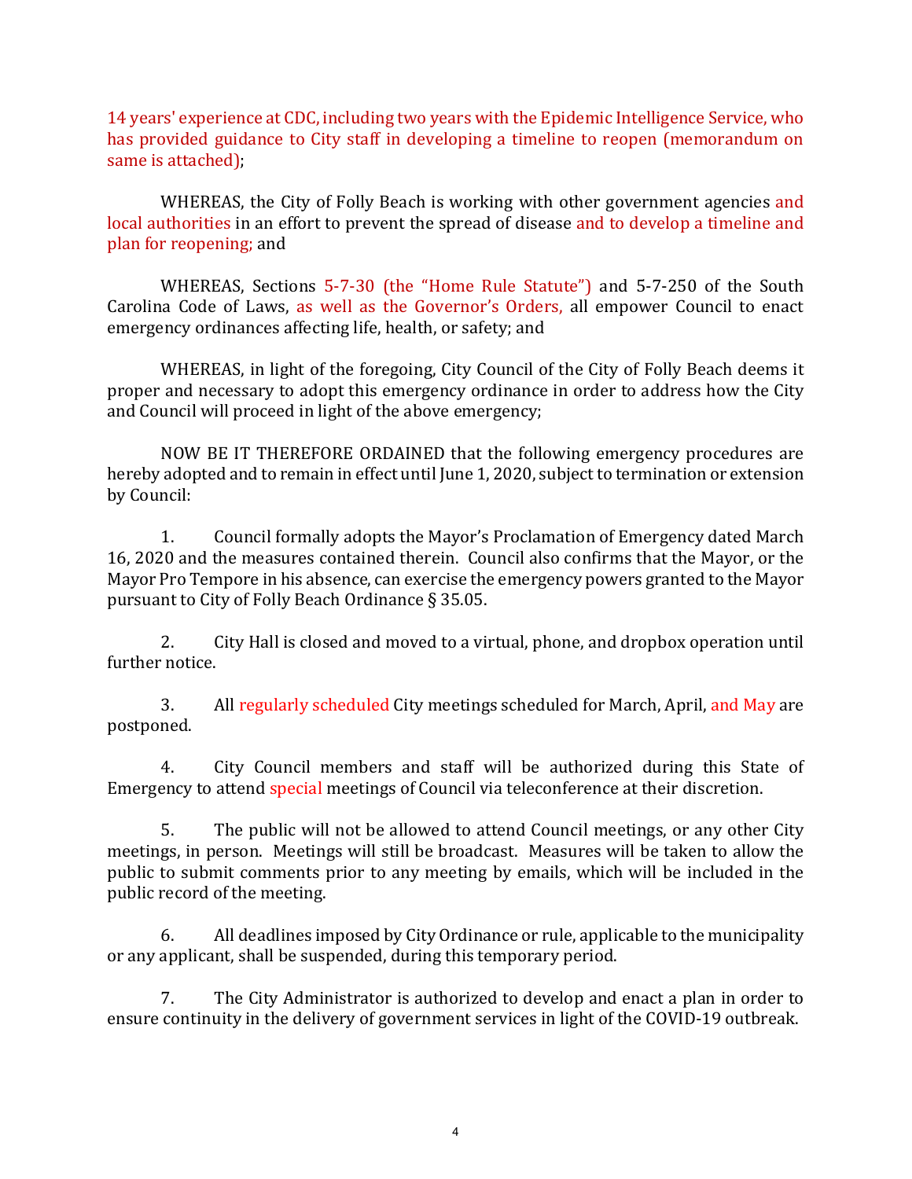14 years' experience at CDC, including two years with the Epidemic Intelligence Service, who has provided guidance to City staff in developing a timeline to reopen (memorandum on same is attached);

WHEREAS, the City of Folly Beach is working with other government agencies and local authorities in an effort to prevent the spread of disease and to develop a timeline and plan for reopening; and

WHEREAS, Sections 5-7-30 (the "Home Rule Statute") and 5-7-250 of the South Carolina Code of Laws, as well as the Governor's Orders, all empower Council to enact emergency ordinances affecting life, health, or safety; and

WHEREAS, in light of the foregoing, City Council of the City of Folly Beach deems it proper and necessary to adopt this emergency ordinance in order to address how the City and Council will proceed in light of the above emergency;

NOW BE IT THEREFORE ORDAINED that the following emergency procedures are hereby adopted and to remain in effect until June 1, 2020, subject to termination or extension by Council:

1. Council formally adopts the Mayor's Proclamation of Emergency dated March 16, 2020 and the measures contained therein. Council also confirms that the Mayor, or the Mayor Pro Tempore in his absence, can exercise the emergency powers granted to the Mayor pursuant to City of Folly Beach Ordinance § 35.05.

2. City Hall is closed and moved to a virtual, phone, and dropbox operation until further notice.

3. All regularly scheduled City meetings scheduled for March, April, and May are postponed.

4. City Council members and staff will be authorized during this State of Emergency to attend special meetings of Council via teleconference at their discretion.

5. The public will not be allowed to attend Council meetings, or any other City meetings, in person. Meetings will still be broadcast. Measures will be taken to allow the public to submit comments prior to any meeting by emails, which will be included in the public record of the meeting.

6. All deadlines imposed by City Ordinance or rule, applicable to the municipality or any applicant, shall be suspended, during this temporary period.

7. The City Administrator is authorized to develop and enact a plan in order to ensure continuity in the delivery of government services in light of the COVID-19 outbreak.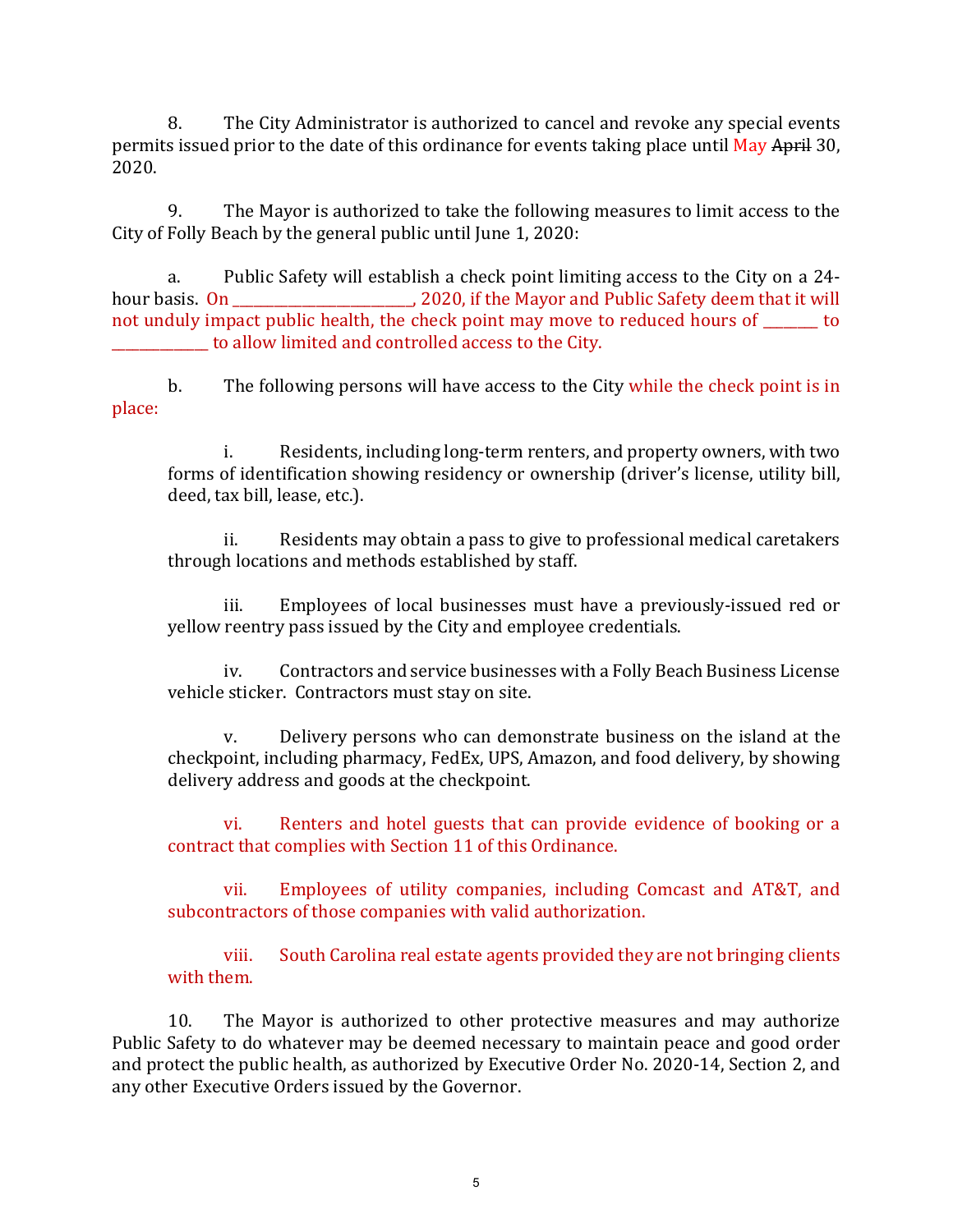8. The City Administrator is authorized to cancel and revoke any special events permits issued prior to the date of this ordinance for events taking place until May ~~April~~ 30, 2020.

9. The Mayor is authorized to take the following measures to limit access to the City of Folly Beach by the general public until June 1, 2020:

a. Public Safety will establish a check point limiting access to the City on a 24-hour basis. On _________________________, 2020, if the Mayor and Public Safety deem that it will not unduly impact public health, the check point may move to reduced hours of ________ to _____________ to allow limited and controlled access to the City.

b. The following persons will have access to the City while the check point is in place:

i. Residents, including long-term renters, and property owners, with two forms of identification showing residency or ownership (driver's license, utility bill, deed, tax bill, lease, etc.).

ii. Residents may obtain a pass to give to professional medical caretakers through locations and methods established by staff.

iii. Employees of local businesses must have a previously-issued red or yellow reentry pass issued by the City and employee credentials.

iv. Contractors and service businesses with a Folly Beach Business License vehicle sticker. Contractors must stay on site.

v. Delivery persons who can demonstrate business on the island at the checkpoint, including pharmacy, FedEx, UPS, Amazon, and food delivery, by showing delivery address and goods at the checkpoint.

vi. Renters and hotel guests that can provide evidence of booking or a contract that complies with Section 11 of this Ordinance.

vii. Employees of utility companies, including Comcast and AT&T, and subcontractors of those companies with valid authorization.

viii. South Carolina real estate agents provided they are not bringing clients with them.

10. The Mayor is authorized to other protective measures and may authorize Public Safety to do whatever may be deemed necessary to maintain peace and good order and protect the public health, as authorized by Executive Order No. 2020-14, Section 2, and any other Executive Orders issued by the Governor.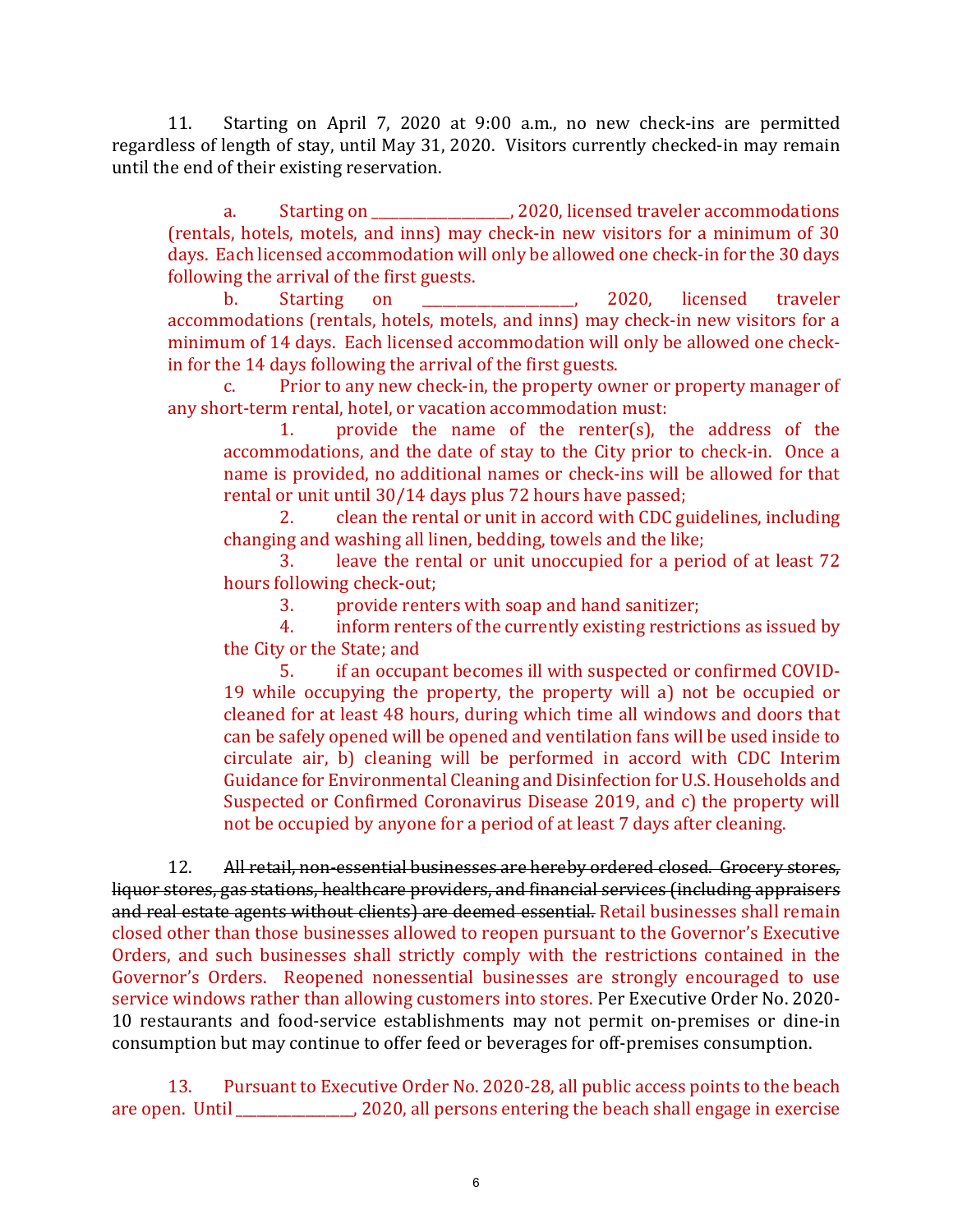11. Starting on April 7, 2020 at 9:00 a.m., no new check-ins are permitted regardless of length of stay, until May 31, 2020. Visitors currently checked-in may remain until the end of their existing reservation.

a. Starting on ___________________, 2020, licensed traveler accommodations (rentals, hotels, motels, and inns) may check-in new visitors for a minimum of 30 days. Each licensed accommodation will only be allowed one check-in for the 30 days following the arrival of the first guests.

b. Starting on ____________________, 2020, licensed traveler accommodations (rentals, hotels, motels, and inns) may check-in new visitors for a minimum of 14 days. Each licensed accommodation will only be allowed one check-in for the 14 days following the arrival of the first guests.

c. Prior to any new check-in, the property owner or property manager of any short-term rental, hotel, or vacation accommodation must:

1. provide the name of the renter(s), the address of the accommodations, and the date of stay to the City prior to check-in. Once a name is provided, no additional names or check-ins will be allowed for that rental or unit until 30/14 days plus 72 hours have passed;

2. clean the rental or unit in accord with CDC guidelines, including changing and washing all linen, bedding, towels and the like;

3. leave the rental or unit unoccupied for a period of at least 72 hours following check-out;

3. provide renters with soap and hand sanitizer;

4. inform renters of the currently existing restrictions as issued by the City or the State; and

5. if an occupant becomes ill with suspected or confirmed COVID-19 while occupying the property, the property will a) not be occupied or cleaned for at least 48 hours, during which time all windows and doors that can be safely opened will be opened and ventilation fans will be used inside to circulate air, b) cleaning will be performed in accord with CDC Interim Guidance for Environmental Cleaning and Disinfection for U.S. Households and Suspected or Confirmed Coronavirus Disease 2019, and c) the property will not be occupied by anyone for a period of at least 7 days after cleaning.

12. ~~All retail, non-essential businesses are hereby ordered closed. Grocery stores, liquor stores, gas stations, healthcare providers, and financial services (including appraisers and real estate agents without clients) are deemed essential.~~ Retail businesses shall remain closed other than those businesses allowed to reopen pursuant to the Governor's Executive Orders, and such businesses shall strictly comply with the restrictions contained in the Governor's Orders. Reopened nonessential businesses are strongly encouraged to use service windows rather than allowing customers into stores. Per Executive Order No. 2020-10 restaurants and food-service establishments may not permit on-premises or dine-in consumption but may continue to offer feed or beverages for off-premises consumption.

13. Pursuant to Executive Order No. 2020-28, all public access points to the beach are open. Until _______________, 2020, all persons entering the beach shall engage in exercise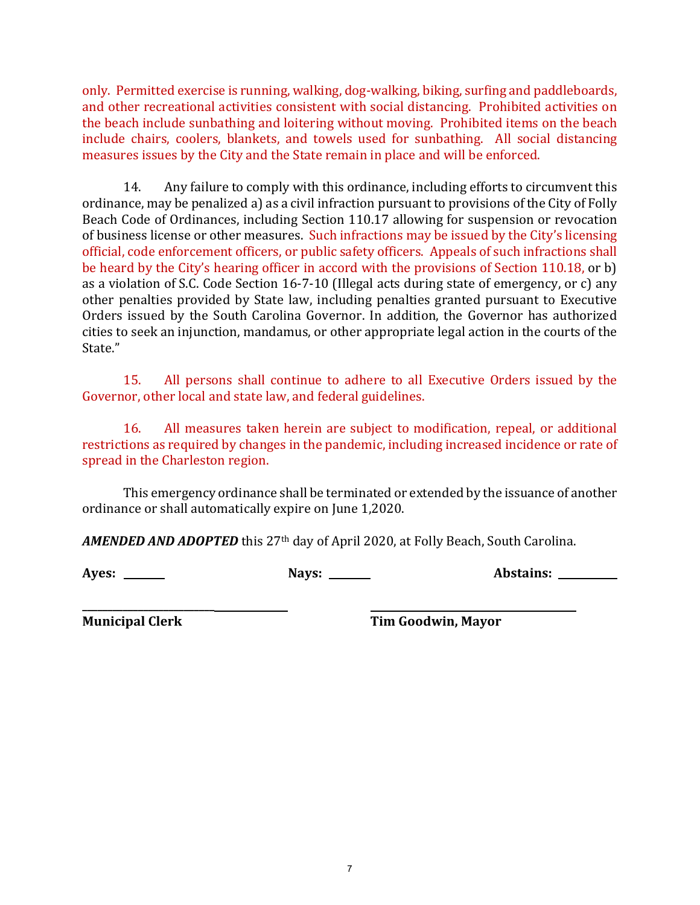only. Permitted exercise is running, walking, dog-walking, biking, surfing and paddleboards, and other recreational activities consistent with social distancing. Prohibited activities on the beach include sunbathing and loitering without moving. Prohibited items on the beach include chairs, coolers, blankets, and towels used for sunbathing. All social distancing measures issues by the City and the State remain in place and will be enforced.

14. Any failure to comply with this ordinance, including efforts to circumvent this ordinance, may be penalized a) as a civil infraction pursuant to provisions of the City of Folly Beach Code of Ordinances, including Section 110.17 allowing for suspension or revocation of business license or other measures. Such infractions may be issued by the City's licensing official, code enforcement officers, or public safety officers. Appeals of such infractions shall be heard by the City's hearing officer in accord with the provisions of Section 110.18, or b) as a violation of S.C. Code Section 16-7-10 (Illegal acts during state of emergency, or c) any other penalties provided by State law, including penalties granted pursuant to Executive Orders issued by the South Carolina Governor. In addition, the Governor has authorized cities to seek an injunction, mandamus, or other appropriate legal action in the courts of the State."

15. All persons shall continue to adhere to all Executive Orders issued by the Governor, other local and state law, and federal guidelines.

16. All measures taken herein are subject to modification, repeal, or additional restrictions as required by changes in the pandemic, including increased incidence or rate of spread in the Charleston region.

This emergency ordinance shall be terminated or extended by the issuance of another ordinance or shall automatically expire on June 1,2020.

***AMENDED AND ADOPTED*** this 27th day of April 2020, at Folly Beach, South Carolina.

**Ayes:** _______ **Nays:** _______ **Abstains:** _________

_________________________ _________________________

**Municipal Clerk** **Tim Goodwin, Mayor**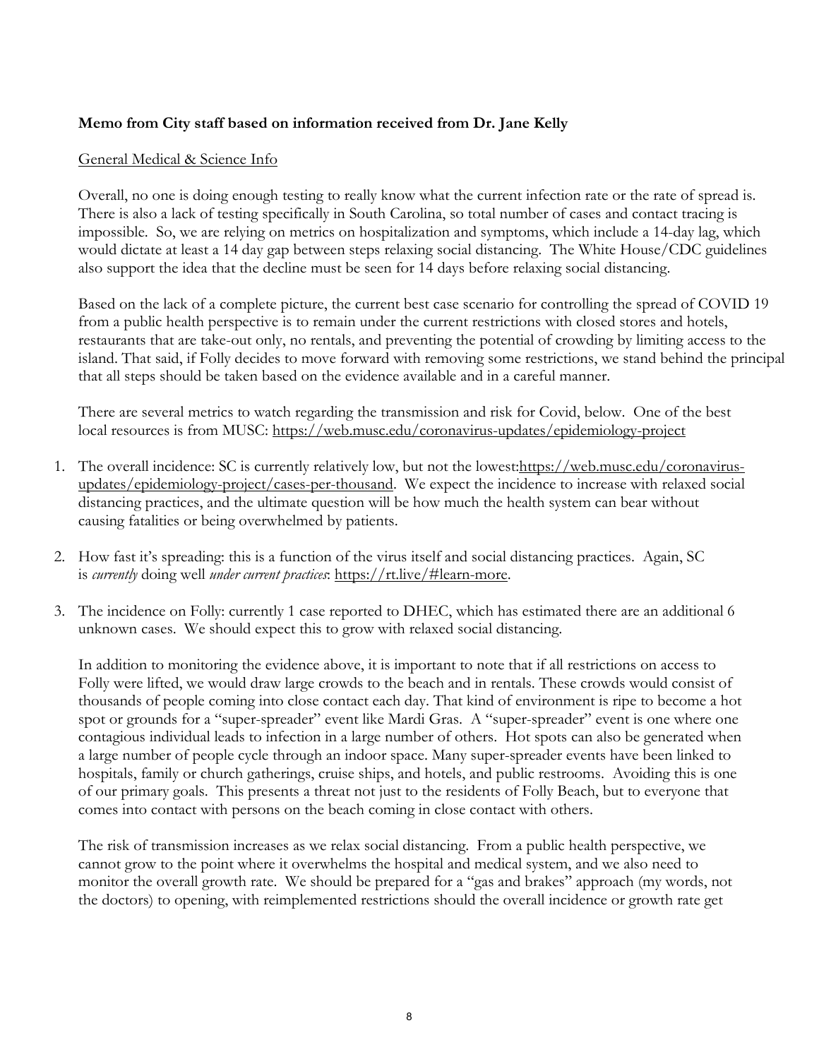**Memo from City staff based on information received from Dr. Jane Kelly**

General Medical & Science Info

Overall, no one is doing enough testing to really know what the current infection rate or the rate of spread is. There is also a lack of testing specifically in South Carolina, so total number of cases and contact tracing is impossible. So, we are relying on metrics on hospitalization and symptoms, which include a 14-day lag, which would dictate at least a 14 day gap between steps relaxing social distancing. The White House/CDC guidelines also support the idea that the decline must be seen for 14 days before relaxing social distancing.

Based on the lack of a complete picture, the current best case scenario for controlling the spread of COVID 19 from a public health perspective is to remain under the current restrictions with closed stores and hotels, restaurants that are take-out only, no rentals, and preventing the potential of crowding by limiting access to the island. That said, if Folly decides to move forward with removing some restrictions, we stand behind the principal that all steps should be taken based on the evidence available and in a careful manner.

There are several metrics to watch regarding the transmission and risk for Covid, below. One of the best local resources is from MUSC: https://web.musc.edu/coronavirus-updates/epidemiology-project

1. The overall incidence: SC is currently relatively low, but not the lowest:https://web.musc.edu/coronavirus-updates/epidemiology-project/cases-per-thousand. We expect the incidence to increase with relaxed social distancing practices, and the ultimate question will be how much the health system can bear without causing fatalities or being overwhelmed by patients.

2. How fast it's spreading: this is a function of the virus itself and social distancing practices. Again, SC is *currently* doing well *under current practices*: https://rt.live/#learn-more.

3. The incidence on Folly: currently 1 case reported to DHEC, which has estimated there are an additional 6 unknown cases. We should expect this to grow with relaxed social distancing.

In addition to monitoring the evidence above, it is important to note that if all restrictions on access to Folly were lifted, we would draw large crowds to the beach and in rentals. These crowds would consist of thousands of people coming into close contact each day. That kind of environment is ripe to become a hot spot or grounds for a "super-spreader" event like Mardi Gras. A "super-spreader" event is one where one contagious individual leads to infection in a large number of others. Hot spots can also be generated when a large number of people cycle through an indoor space. Many super-spreader events have been linked to hospitals, family or church gatherings, cruise ships, and hotels, and public restrooms. Avoiding this is one of our primary goals. This presents a threat not just to the residents of Folly Beach, but to everyone that comes into contact with persons on the beach coming in close contact with others.

The risk of transmission increases as we relax social distancing. From a public health perspective, we cannot grow to the point where it overwhelms the hospital and medical system, and we also need to monitor the overall growth rate. We should be prepared for a "gas and brakes" approach (my words, not the doctors) to opening, with reimplemented restrictions should the overall incidence or growth rate get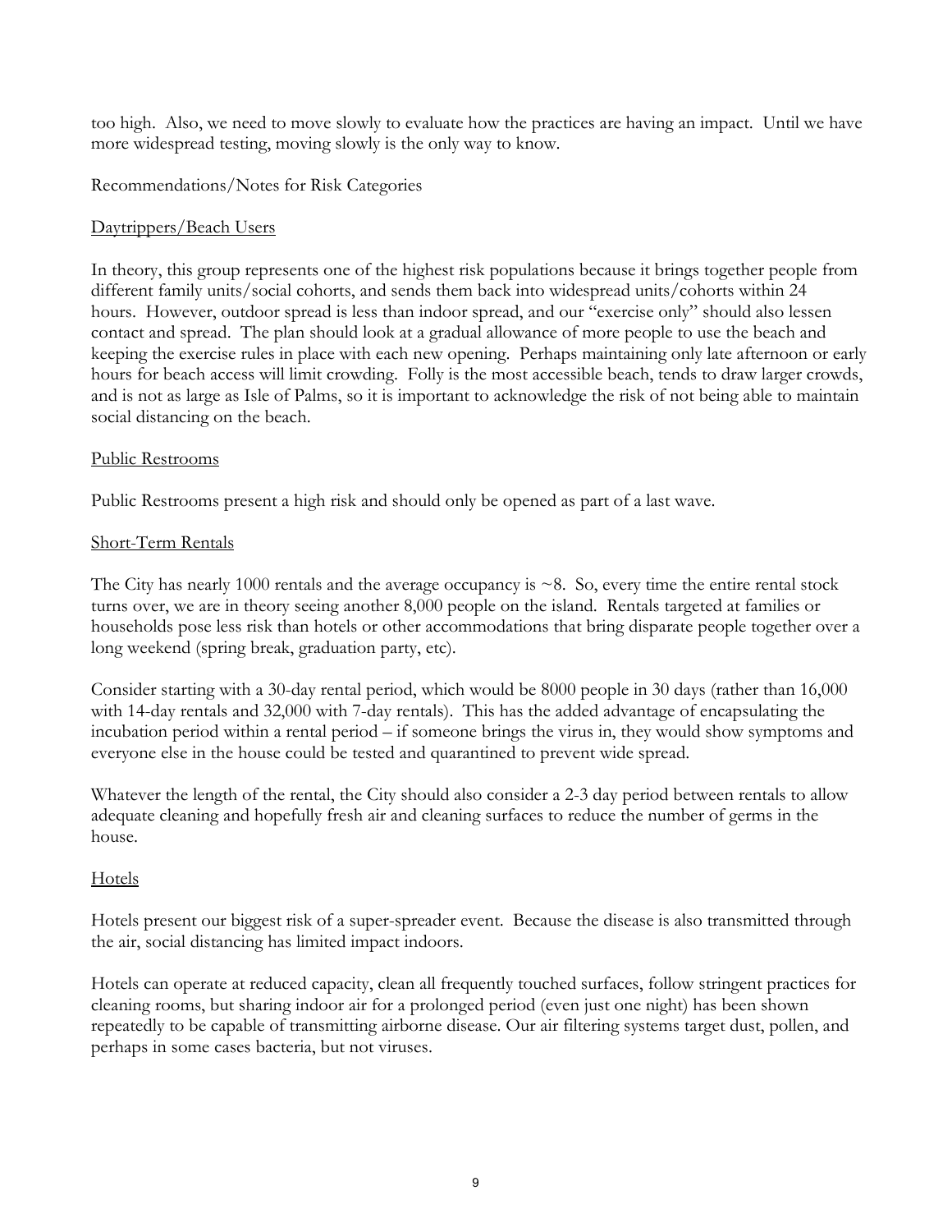too high. Also, we need to move slowly to evaluate how the practices are having an impact. Until we have more widespread testing, moving slowly is the only way to know.

Recommendations/Notes for Risk Categories

<u>Daytrippers/Beach Users</u>

In theory, this group represents one of the highest risk populations because it brings together people from different family units/social cohorts, and sends them back into widespread units/cohorts within 24 hours. However, outdoor spread is less than indoor spread, and our "exercise only" should also lessen contact and spread. The plan should look at a gradual allowance of more people to use the beach and keeping the exercise rules in place with each new opening. Perhaps maintaining only late afternoon or early hours for beach access will limit crowding. Folly is the most accessible beach, tends to draw larger crowds, and is not as large as Isle of Palms, so it is important to acknowledge the risk of not being able to maintain social distancing on the beach.

<u>Public Restrooms</u>

Public Restrooms present a high risk and should only be opened as part of a last wave.

<u>Short-Term Rentals</u>

The City has nearly 1000 rentals and the average occupancy is ~8. So, every time the entire rental stock turns over, we are in theory seeing another 8,000 people on the island. Rentals targeted at families or households pose less risk than hotels or other accommodations that bring disparate people together over a long weekend (spring break, graduation party, etc).

Consider starting with a 30-day rental period, which would be 8000 people in 30 days (rather than 16,000 with 14-day rentals and 32,000 with 7-day rentals). This has the added advantage of encapsulating the incubation period within a rental period – if someone brings the virus in, they would show symptoms and everyone else in the house could be tested and quarantined to prevent wide spread.

Whatever the length of the rental, the City should also consider a 2-3 day period between rentals to allow adequate cleaning and hopefully fresh air and cleaning surfaces to reduce the number of germs in the house.

<u>Hotels</u>

Hotels present our biggest risk of a super-spreader event. Because the disease is also transmitted through the air, social distancing has limited impact indoors.

Hotels can operate at reduced capacity, clean all frequently touched surfaces, follow stringent practices for cleaning rooms, but sharing indoor air for a prolonged period (even just one night) has been shown repeatedly to be capable of transmitting airborne disease. Our air filtering systems target dust, pollen, and perhaps in some cases bacteria, but not viruses.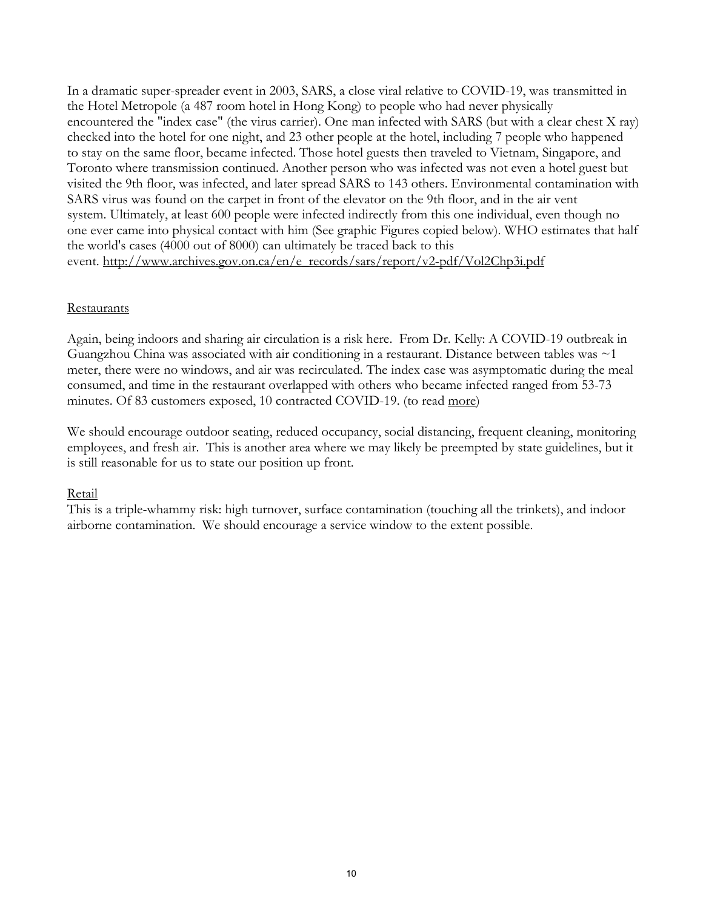In a dramatic super-spreader event in 2003, SARS, a close viral relative to COVID-19, was transmitted in the Hotel Metropole (a 487 room hotel in Hong Kong) to people who had never physically encountered the "index case" (the virus carrier). One man infected with SARS (but with a clear chest X ray) checked into the hotel for one night, and 23 other people at the hotel, including 7 people who happened to stay on the same floor, became infected. Those hotel guests then traveled to Vietnam, Singapore, and Toronto where transmission continued. Another person who was infected was not even a hotel guest but visited the 9th floor, was infected, and later spread SARS to 143 others. Environmental contamination with SARS virus was found on the carpet in front of the elevator on the 9th floor, and in the air vent system. Ultimately, at least 600 people were infected indirectly from this one individual, even though no one ever came into physical contact with him (See graphic Figures copied below). WHO estimates that half the world's cases (4000 out of 8000) can ultimately be traced back to this event. http://www.archives.gov.on.ca/en/e_records/sars/report/v2-pdf/Vol2Chp3i.pdf

<u>Restaurants</u>

Again, being indoors and sharing air circulation is a risk here. From Dr. Kelly: A COVID-19 outbreak in Guangzhou China was associated with air conditioning in a restaurant. Distance between tables was ~1 meter, there were no windows, and air was recirculated. The index case was asymptomatic during the meal consumed, and time in the restaurant overlapped with others who became infected ranged from 53-73 minutes. Of 83 customers exposed, 10 contracted COVID-19. (to read more)

We should encourage outdoor seating, reduced occupancy, social distancing, frequent cleaning, monitoring employees, and fresh air. This is another area where we may likely be preempted by state guidelines, but it is still reasonable for us to state our position up front.

<u>Retail</u>

This is a triple-whammy risk: high turnover, surface contamination (touching all the trinkets), and indoor airborne contamination. We should encourage a service window to the extent possible.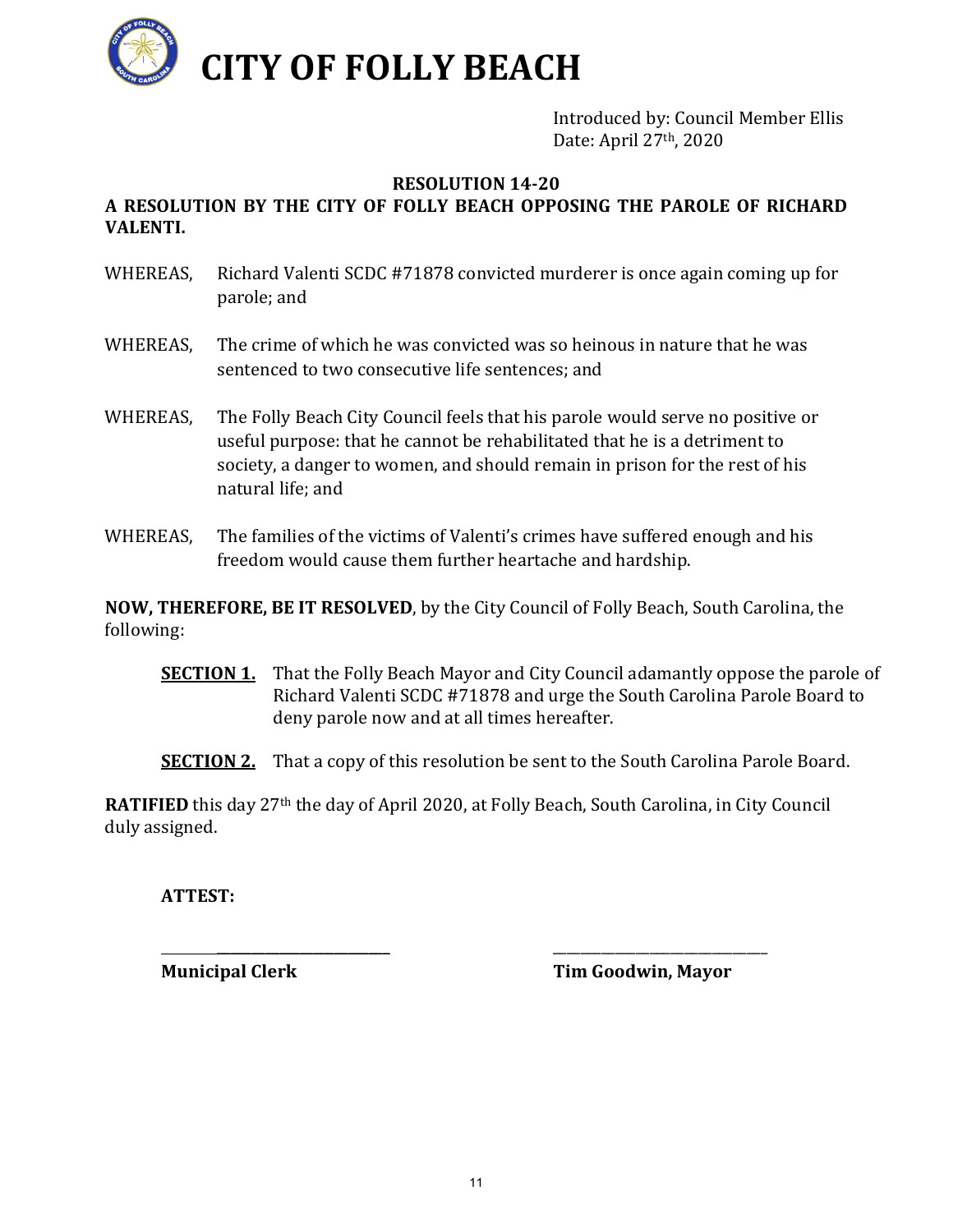# CITY OF FOLLY BEACH

Introduced by: Council Member Ellis
Date: April 27th, 2020

**RESOLUTION 14-20**

**A RESOLUTION BY THE CITY OF FOLLY BEACH OPPOSING THE PAROLE OF RICHARD VALENTI.**

WHEREAS, Richard Valenti SCDC #71878 convicted murderer is once again coming up for parole; and

WHEREAS, The crime of which he was convicted was so heinous in nature that he was sentenced to two consecutive life sentences; and

WHEREAS, The Folly Beach City Council feels that his parole would serve no positive or useful purpose: that he cannot be rehabilitated that he is a detriment to society, a danger to women, and should remain in prison for the rest of his natural life; and

WHEREAS, The families of the victims of Valenti's crimes have suffered enough and his freedom would cause them further heartache and hardship.

**NOW, THEREFORE, BE IT RESOLVED**, by the City Council of Folly Beach, South Carolina, the following:

**SECTION 1.** That the Folly Beach Mayor and City Council adamantly oppose the parole of Richard Valenti SCDC #71878 and urge the South Carolina Parole Board to deny parole now and at all times hereafter.

**SECTION 2.** That a copy of this resolution be sent to the South Carolina Parole Board.

**RATIFIED** this day 27th the day of April 2020, at Folly Beach, South Carolina, in City Council duly assigned.

**ATTEST:**

______________________________

**Municipal Clerk**

______________________________

**Tim Goodwin, Mayor**